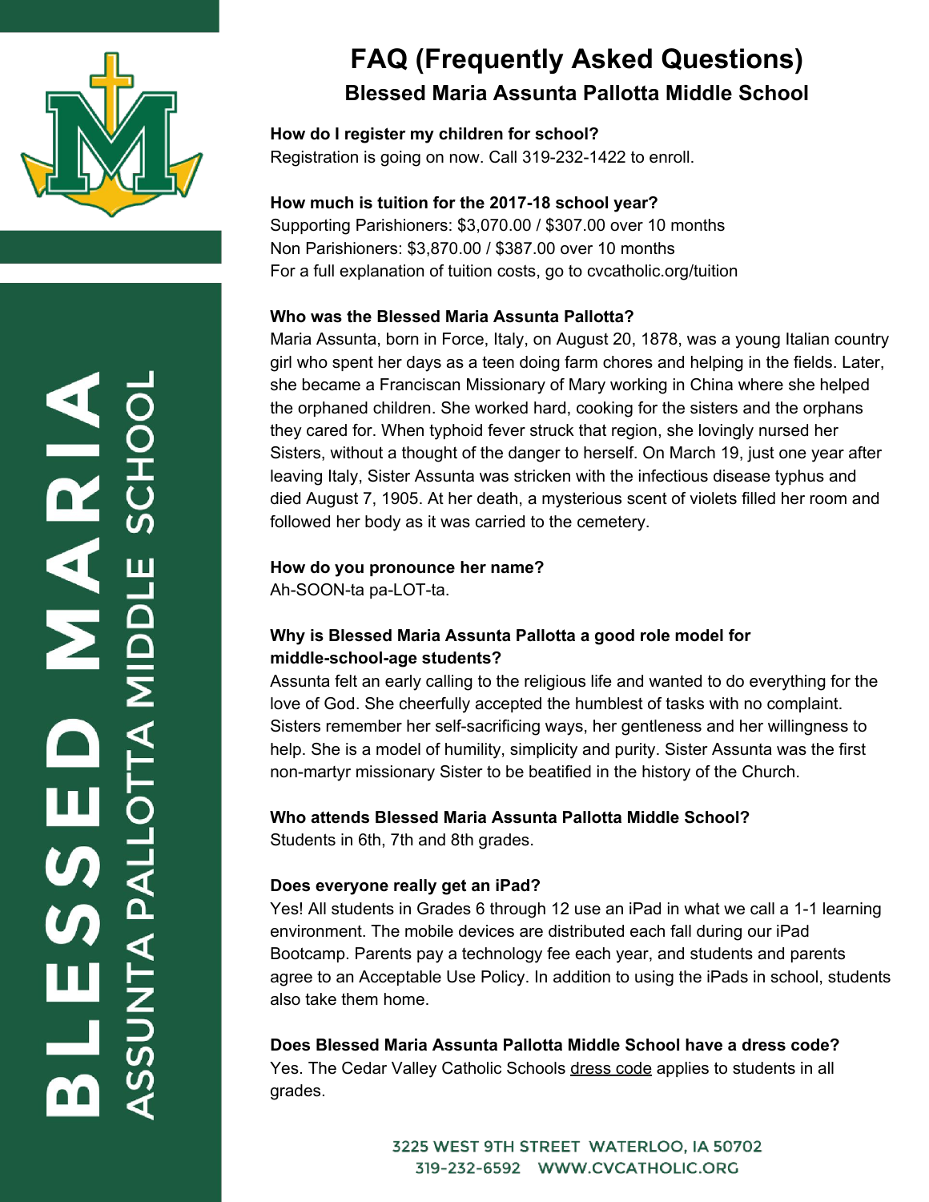# FAQ (Frequently Asked Questions)

## Blessed Maria Assunta Pallotta Middle School

**How do I register my children for school?**
Registration is going on now. Call 319-232-1422 to enroll.

**How much is tuition for the 2017-18 school year?**
Supporting Parishioners: $3,070.00 / $307.00 over 10 months
Non Parishioners: $3,870.00 / $387.00 over 10 months
For a full explanation of tuition costs, go to cvcatholic.org/tuition

**Who was the Blessed Maria Assunta Pallotta?**
Maria Assunta, born in Force, Italy, on August 20, 1878, was a young Italian country girl who spent her days as a teen doing farm chores and helping in the fields. Later, she became a Franciscan Missionary of Mary working in China where she helped the orphaned children. She worked hard, cooking for the sisters and the orphans they cared for. When typhoid fever struck that region, she lovingly nursed her Sisters, without a thought of the danger to herself. On March 19, just one year after leaving Italy, Sister Assunta was stricken with the infectious disease typhus and died August 7, 1905. At her death, a mysterious scent of violets filled her room and followed her body as it was carried to the cemetery.

**How do you pronounce her name?**
Ah-SOON-ta pa-LOT-ta.

**Why is Blessed Maria Assunta Pallotta a good role model for middle-school-age students?**
Assunta felt an early calling to the religious life and wanted to do everything for the love of God. She cheerfully accepted the humblest of tasks with no complaint. Sisters remember her self-sacrificing ways, her gentleness and her willingness to help. She is a model of humility, simplicity and purity. Sister Assunta was the first non-martyr missionary Sister to be beatified in the history of the Church.

**Who attends Blessed Maria Assunta Pallotta Middle School?**
Students in 6th, 7th and 8th grades.

**Does everyone really get an iPad?**
Yes! All students in Grades 6 through 12 use an iPad in what we call a 1-1 learning environment. The mobile devices are distributed each fall during our iPad Bootcamp. Parents pay a technology fee each year, and students and parents agree to an Acceptable Use Policy. In addition to using the iPads in school, students also take them home.

**Does Blessed Maria Assunta Pallotta Middle School have a dress code?**
Yes. The Cedar Valley Catholic Schools dress code applies to students in all grades.

3225 WEST 9TH STREET WATERLOO, IA 50702
319-232-6592 WWW.CVCATHOLIC.ORG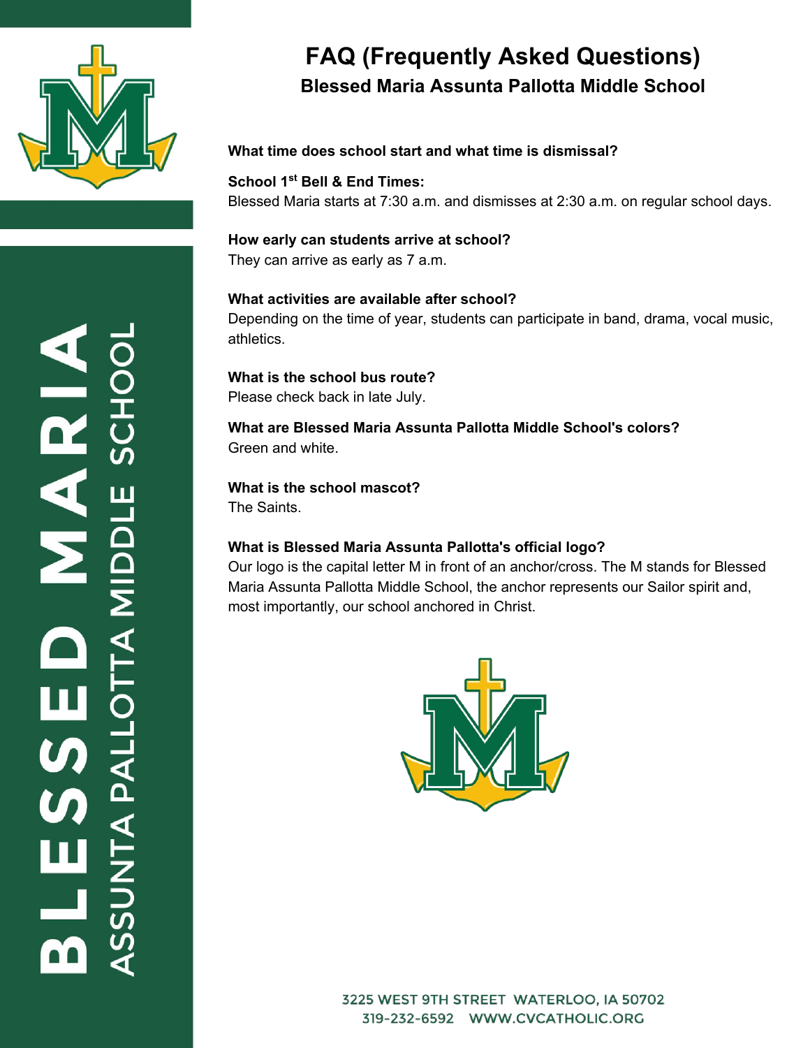# FAQ (Frequently Asked Questions)

## Blessed Maria Assunta Pallotta Middle School

**What time does school start and what time is dismissal?**

**School 1st Bell & End Times:**
Blessed Maria starts at 7:30 a.m. and dismisses at 2:30 a.m. on regular school days.

**How early can students arrive at school?**
They can arrive as early as 7 a.m.

**What activities are available after school?**
Depending on the time of year, students can participate in band, drama, vocal music, athletics.

**What is the school bus route?**
Please check back in late July.

**What are Blessed Maria Assunta Pallotta Middle School's colors?**
Green and white.

**What is the school mascot?**
The Saints.

**What is Blessed Maria Assunta Pallotta's official logo?**
Our logo is the capital letter M in front of an anchor/cross. The M stands for Blessed Maria Assunta Pallotta Middle School, the anchor represents our Sailor spirit and, most importantly, our school anchored in Christ.

BLESSED MARIA
ASSUNTA PALLOTTA MIDDLE SCHOOL

3225 WEST 9TH STREET WATERLOO, IA 50702
319-232-6592 WWW.CVCATHOLIC.ORG